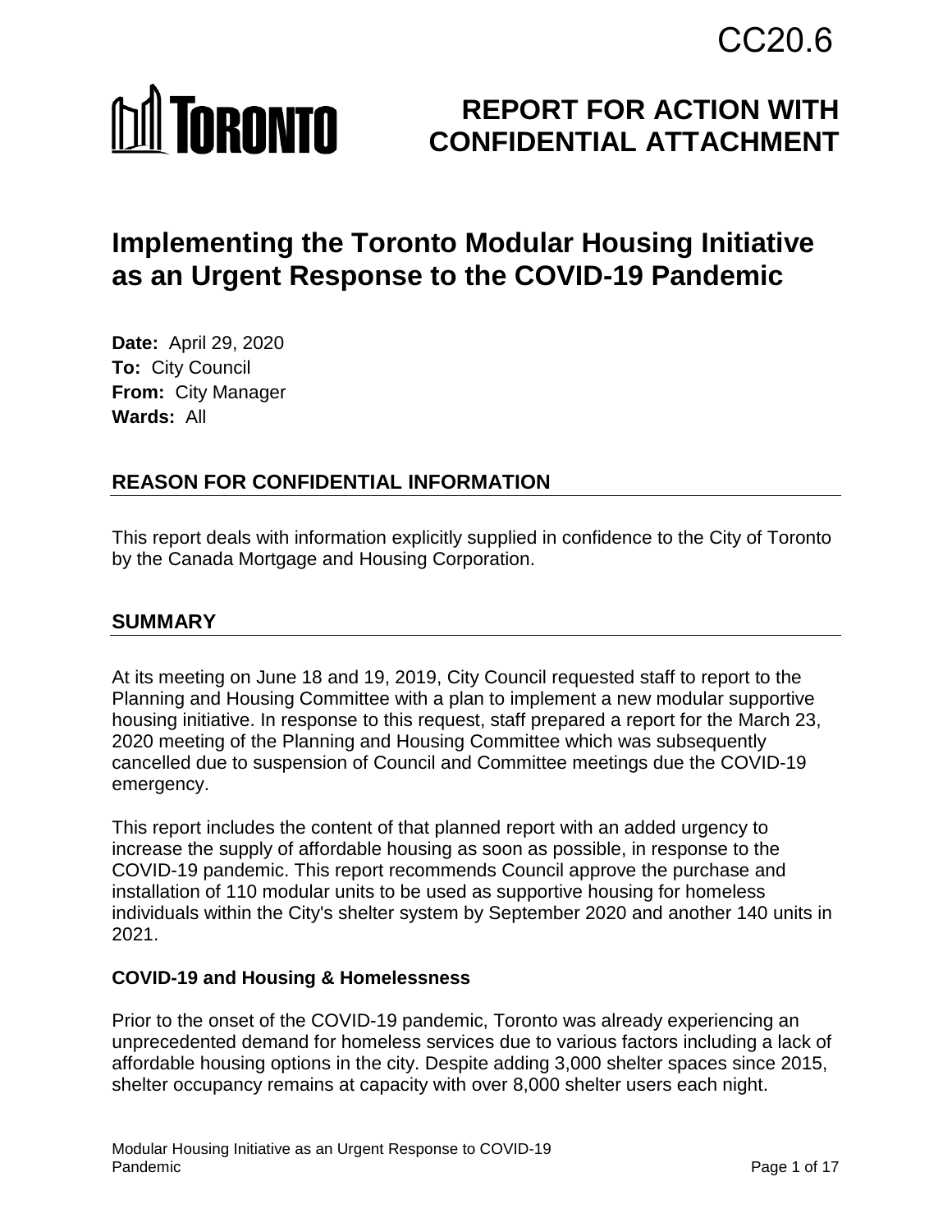CC20.6

TORONTO

# REPORT FOR ACTION WITH CONFIDENTIAL ATTACHMENT

# Implementing the Toronto Modular Housing Initiative as an Urgent Response to the COVID-19 Pandemic

**Date:** April 29, 2020
**To:** City Council
**From:** City Manager
**Wards:** All

## REASON FOR CONFIDENTIAL INFORMATION

This report deals with information explicitly supplied in confidence to the City of Toronto by the Canada Mortgage and Housing Corporation.

## SUMMARY

At its meeting on June 18 and 19, 2019, City Council requested staff to report to the Planning and Housing Committee with a plan to implement a new modular supportive housing initiative. In response to this request, staff prepared a report for the March 23, 2020 meeting of the Planning and Housing Committee which was subsequently cancelled due to suspension of Council and Committee meetings due the COVID-19 emergency.

This report includes the content of that planned report with an added urgency to increase the supply of affordable housing as soon as possible, in response to the COVID-19 pandemic. This report recommends Council approve the purchase and installation of 110 modular units to be used as supportive housing for homeless individuals within the City's shelter system by September 2020 and another 140 units in 2021.

### COVID-19 and Housing & Homelessness

Prior to the onset of the COVID-19 pandemic, Toronto was already experiencing an unprecedented demand for homeless services due to various factors including a lack of affordable housing options in the city. Despite adding 3,000 shelter spaces since 2015, shelter occupancy remains at capacity with over 8,000 shelter users each night.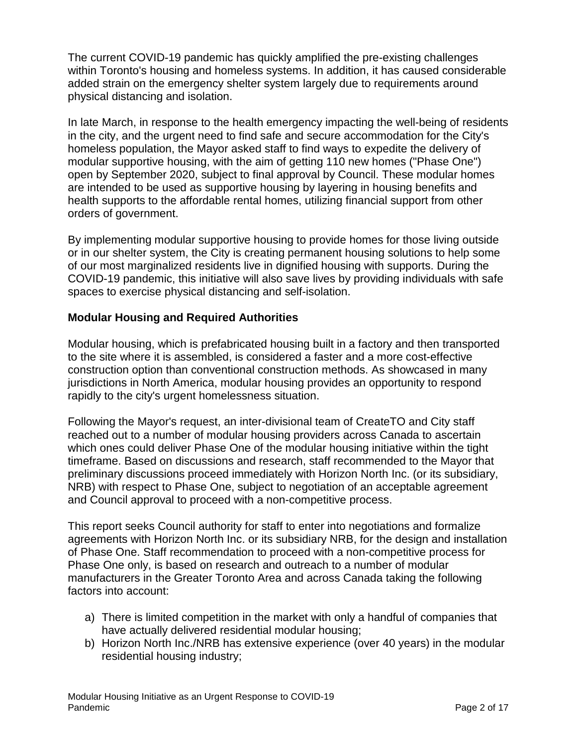The current COVID-19 pandemic has quickly amplified the pre-existing challenges within Toronto's housing and homeless systems. In addition, it has caused considerable added strain on the emergency shelter system largely due to requirements around physical distancing and isolation.

In late March, in response to the health emergency impacting the well-being of residents in the city, and the urgent need to find safe and secure accommodation for the City's homeless population, the Mayor asked staff to find ways to expedite the delivery of modular supportive housing, with the aim of getting 110 new homes ("Phase One") open by September 2020, subject to final approval by Council. These modular homes are intended to be used as supportive housing by layering in housing benefits and health supports to the affordable rental homes, utilizing financial support from other orders of government.

By implementing modular supportive housing to provide homes for those living outside or in our shelter system, the City is creating permanent housing solutions to help some of our most marginalized residents live in dignified housing with supports. During the COVID-19 pandemic, this initiative will also save lives by providing individuals with safe spaces to exercise physical distancing and self-isolation.

**Modular Housing and Required Authorities**

Modular housing, which is prefabricated housing built in a factory and then transported to the site where it is assembled, is considered a faster and a more cost-effective construction option than conventional construction methods. As showcased in many jurisdictions in North America, modular housing provides an opportunity to respond rapidly to the city's urgent homelessness situation.

Following the Mayor's request, an inter-divisional team of CreateTO and City staff reached out to a number of modular housing providers across Canada to ascertain which ones could deliver Phase One of the modular housing initiative within the tight timeframe. Based on discussions and research, staff recommended to the Mayor that preliminary discussions proceed immediately with Horizon North Inc. (or its subsidiary, NRB) with respect to Phase One, subject to negotiation of an acceptable agreement and Council approval to proceed with a non-competitive process.

This report seeks Council authority for staff to enter into negotiations and formalize agreements with Horizon North Inc. or its subsidiary NRB, for the design and installation of Phase One. Staff recommendation to proceed with a non-competitive process for Phase One only, is based on research and outreach to a number of modular manufacturers in the Greater Toronto Area and across Canada taking the following factors into account:

a) There is limited competition in the market with only a handful of companies that have actually delivered residential modular housing;
b) Horizon North Inc./NRB has extensive experience (over 40 years) in the modular residential housing industry;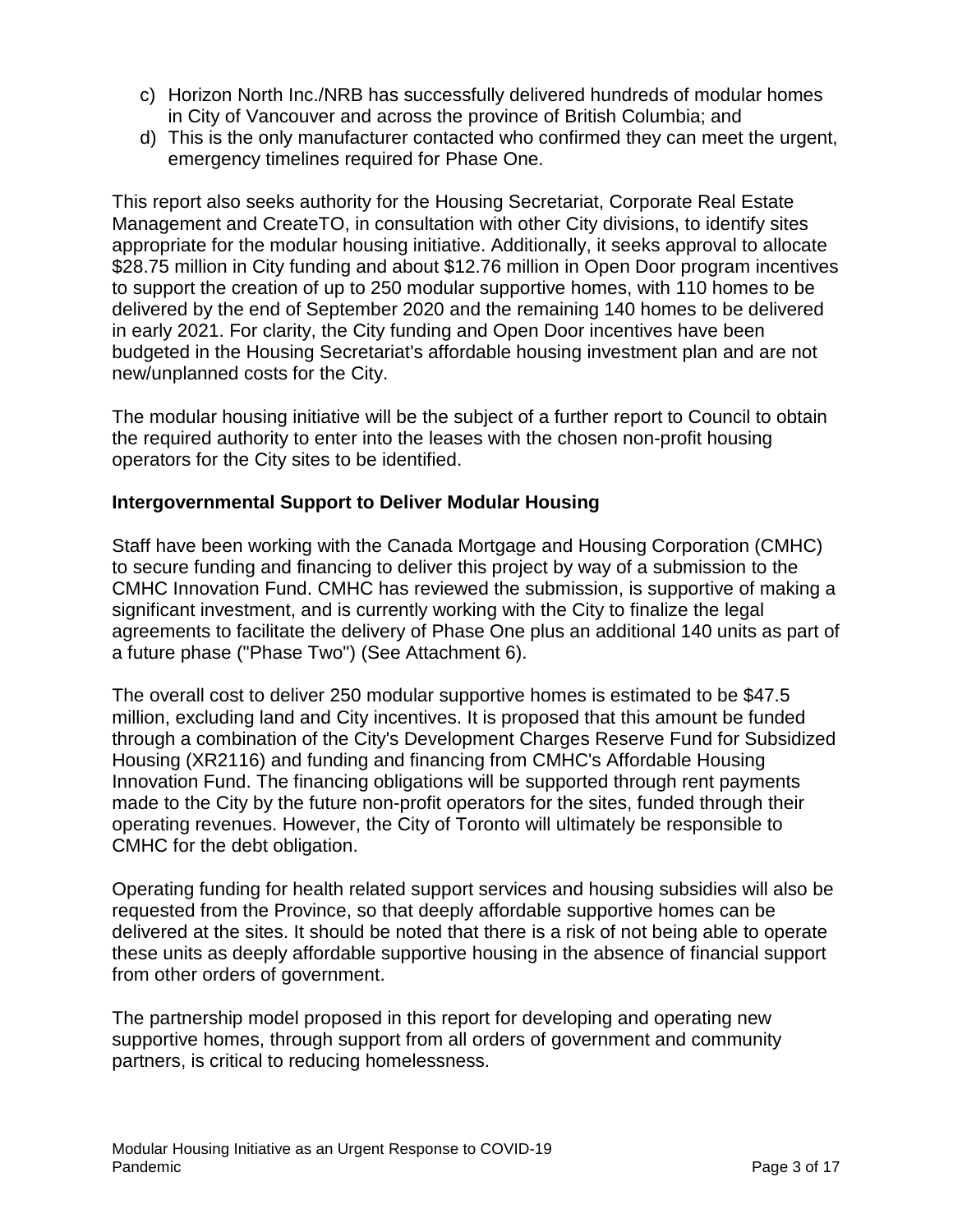c) Horizon North Inc./NRB has successfully delivered hundreds of modular homes in City of Vancouver and across the province of British Columbia; and
d) This is the only manufacturer contacted who confirmed they can meet the urgent, emergency timelines required for Phase One.

This report also seeks authority for the Housing Secretariat, Corporate Real Estate Management and CreateTO, in consultation with other City divisions, to identify sites appropriate for the modular housing initiative. Additionally, it seeks approval to allocate $28.75 million in City funding and about $12.76 million in Open Door program incentives to support the creation of up to 250 modular supportive homes, with 110 homes to be delivered by the end of September 2020 and the remaining 140 homes to be delivered in early 2021. For clarity, the City funding and Open Door incentives have been budgeted in the Housing Secretariat's affordable housing investment plan and are not new/unplanned costs for the City.

The modular housing initiative will be the subject of a further report to Council to obtain the required authority to enter into the leases with the chosen non-profit housing operators for the City sites to be identified.

**Intergovernmental Support to Deliver Modular Housing**

Staff have been working with the Canada Mortgage and Housing Corporation (CMHC) to secure funding and financing to deliver this project by way of a submission to the CMHC Innovation Fund. CMHC has reviewed the submission, is supportive of making a significant investment, and is currently working with the City to finalize the legal agreements to facilitate the delivery of Phase One plus an additional 140 units as part of a future phase ("Phase Two") (See Attachment 6).

The overall cost to deliver 250 modular supportive homes is estimated to be $47.5 million, excluding land and City incentives. It is proposed that this amount be funded through a combination of the City's Development Charges Reserve Fund for Subsidized Housing (XR2116) and funding and financing from CMHC's Affordable Housing Innovation Fund. The financing obligations will be supported through rent payments made to the City by the future non-profit operators for the sites, funded through their operating revenues. However, the City of Toronto will ultimately be responsible to CMHC for the debt obligation.

Operating funding for health related support services and housing subsidies will also be requested from the Province, so that deeply affordable supportive homes can be delivered at the sites. It should be noted that there is a risk of not being able to operate these units as deeply affordable supportive housing in the absence of financial support from other orders of government.

The partnership model proposed in this report for developing and operating new supportive homes, through support from all orders of government and community partners, is critical to reducing homelessness.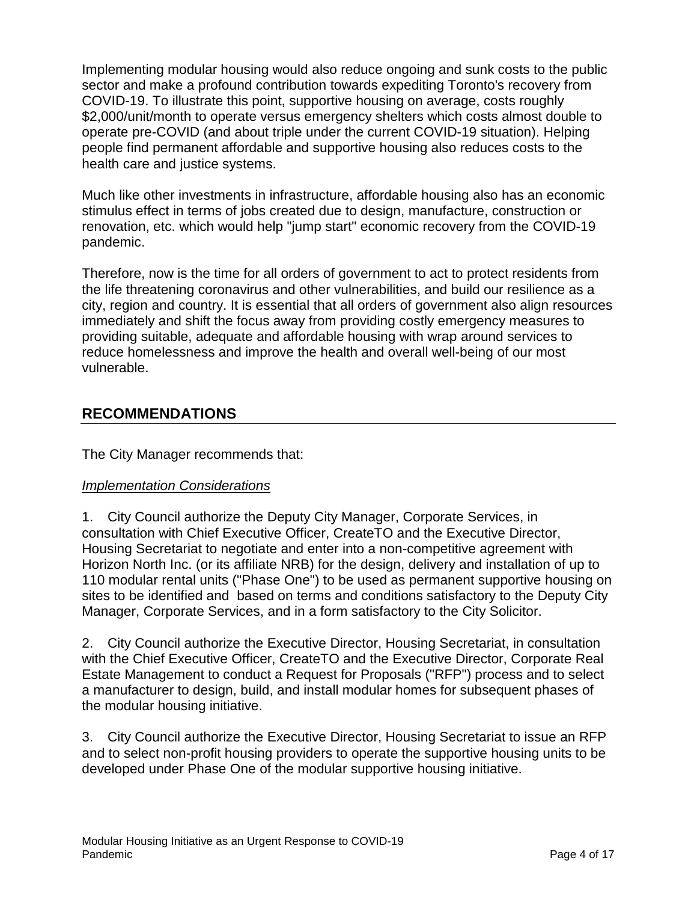Implementing modular housing would also reduce ongoing and sunk costs to the public sector and make a profound contribution towards expediting Toronto's recovery from COVID-19. To illustrate this point, supportive housing on average, costs roughly $2,000/unit/month to operate versus emergency shelters which costs almost double to operate pre-COVID (and about triple under the current COVID-19 situation). Helping people find permanent affordable and supportive housing also reduces costs to the health care and justice systems.

Much like other investments in infrastructure, affordable housing also has an economic stimulus effect in terms of jobs created due to design, manufacture, construction or renovation, etc. which would help "jump start" economic recovery from the COVID-19 pandemic.

Therefore, now is the time for all orders of government to act to protect residents from the life threatening coronavirus and other vulnerabilities, and build our resilience as a city, region and country. It is essential that all orders of government also align resources immediately and shift the focus away from providing costly emergency measures to providing suitable, adequate and affordable housing with wrap around services to reduce homelessness and improve the health and overall well-being of our most vulnerable.

## RECOMMENDATIONS

The City Manager recommends that:

*Implementation Considerations*

1. City Council authorize the Deputy City Manager, Corporate Services, in consultation with Chief Executive Officer, CreateTO and the Executive Director, Housing Secretariat to negotiate and enter into a non-competitive agreement with Horizon North Inc. (or its affiliate NRB) for the design, delivery and installation of up to 110 modular rental units ("Phase One") to be used as permanent supportive housing on sites to be identified and based on terms and conditions satisfactory to the Deputy City Manager, Corporate Services, and in a form satisfactory to the City Solicitor.

2. City Council authorize the Executive Director, Housing Secretariat, in consultation with the Chief Executive Officer, CreateTO and the Executive Director, Corporate Real Estate Management to conduct a Request for Proposals ("RFP") process and to select a manufacturer to design, build, and install modular homes for subsequent phases of the modular housing initiative.

3. City Council authorize the Executive Director, Housing Secretariat to issue an RFP and to select non-profit housing providers to operate the supportive housing units to be developed under Phase One of the modular supportive housing initiative.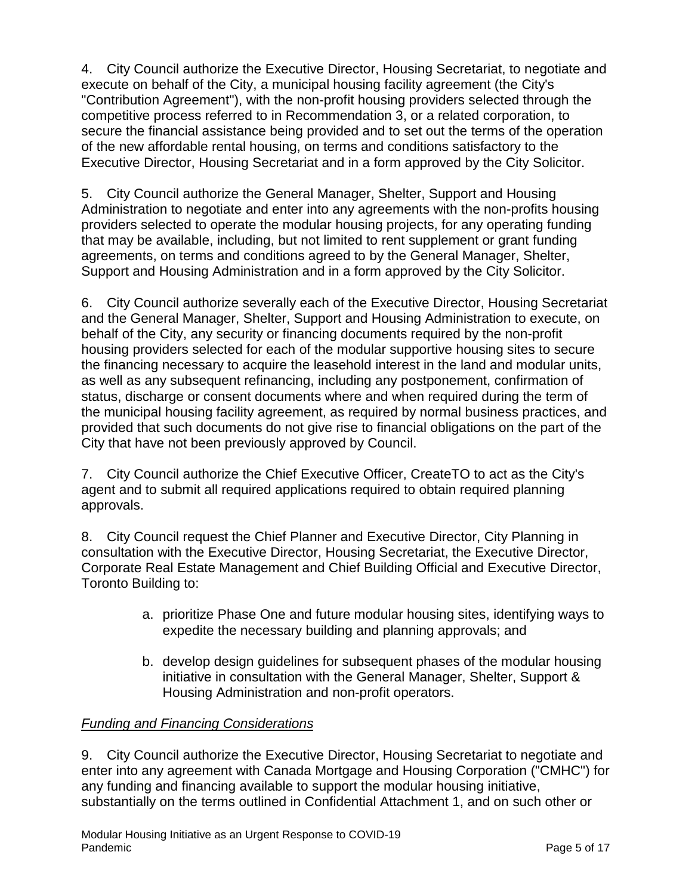4. City Council authorize the Executive Director, Housing Secretariat, to negotiate and execute on behalf of the City, a municipal housing facility agreement (the City's "Contribution Agreement"), with the non-profit housing providers selected through the competitive process referred to in Recommendation 3, or a related corporation, to secure the financial assistance being provided and to set out the terms of the operation of the new affordable rental housing, on terms and conditions satisfactory to the Executive Director, Housing Secretariat and in a form approved by the City Solicitor.

5. City Council authorize the General Manager, Shelter, Support and Housing Administration to negotiate and enter into any agreements with the non-profits housing providers selected to operate the modular housing projects, for any operating funding that may be available, including, but not limited to rent supplement or grant funding agreements, on terms and conditions agreed to by the General Manager, Shelter, Support and Housing Administration and in a form approved by the City Solicitor.

6. City Council authorize severally each of the Executive Director, Housing Secretariat and the General Manager, Shelter, Support and Housing Administration to execute, on behalf of the City, any security or financing documents required by the non-profit housing providers selected for each of the modular supportive housing sites to secure the financing necessary to acquire the leasehold interest in the land and modular units, as well as any subsequent refinancing, including any postponement, confirmation of status, discharge or consent documents where and when required during the term of the municipal housing facility agreement, as required by normal business practices, and provided that such documents do not give rise to financial obligations on the part of the City that have not been previously approved by Council.

7. City Council authorize the Chief Executive Officer, CreateTO to act as the City's agent and to submit all required applications required to obtain required planning approvals.

8. City Council request the Chief Planner and Executive Director, City Planning in consultation with the Executive Director, Housing Secretariat, the Executive Director, Corporate Real Estate Management and Chief Building Official and Executive Director, Toronto Building to:

   a. prioritize Phase One and future modular housing sites, identifying ways to expedite the necessary building and planning approvals; and

   b. develop design guidelines for subsequent phases of the modular housing initiative in consultation with the General Manager, Shelter, Support & Housing Administration and non-profit operators.

*Funding and Financing Considerations*

9. City Council authorize the Executive Director, Housing Secretariat to negotiate and enter into any agreement with Canada Mortgage and Housing Corporation ("CMHC") for any funding and financing available to support the modular housing initiative, substantially on the terms outlined in Confidential Attachment 1, and on such other or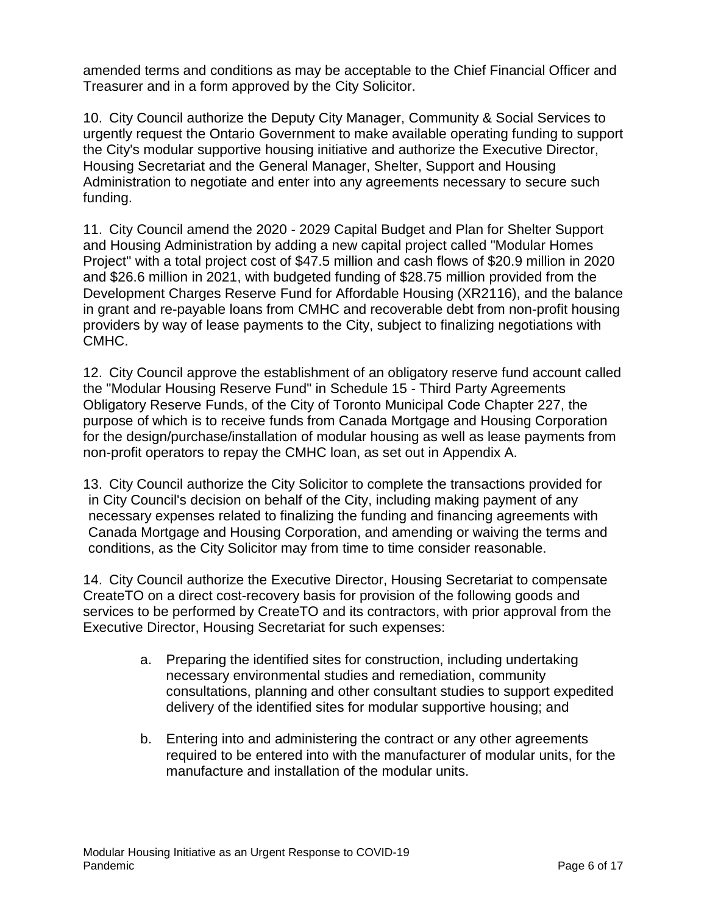amended terms and conditions as may be acceptable to the Chief Financial Officer and Treasurer and in a form approved by the City Solicitor.

10. City Council authorize the Deputy City Manager, Community & Social Services to urgently request the Ontario Government to make available operating funding to support the City's modular supportive housing initiative and authorize the Executive Director, Housing Secretariat and the General Manager, Shelter, Support and Housing Administration to negotiate and enter into any agreements necessary to secure such funding.

11. City Council amend the 2020 - 2029 Capital Budget and Plan for Shelter Support and Housing Administration by adding a new capital project called "Modular Homes Project" with a total project cost of $47.5 million and cash flows of $20.9 million in 2020 and $26.6 million in 2021, with budgeted funding of $28.75 million provided from the Development Charges Reserve Fund for Affordable Housing (XR2116), and the balance in grant and re-payable loans from CMHC and recoverable debt from non-profit housing providers by way of lease payments to the City, subject to finalizing negotiations with CMHC.

12. City Council approve the establishment of an obligatory reserve fund account called the "Modular Housing Reserve Fund" in Schedule 15 - Third Party Agreements Obligatory Reserve Funds, of the City of Toronto Municipal Code Chapter 227, the purpose of which is to receive funds from Canada Mortgage and Housing Corporation for the design/purchase/installation of modular housing as well as lease payments from non-profit operators to repay the CMHC loan, as set out in Appendix A.

13. City Council authorize the City Solicitor to complete the transactions provided for in City Council's decision on behalf of the City, including making payment of any necessary expenses related to finalizing the funding and financing agreements with Canada Mortgage and Housing Corporation, and amending or waiving the terms and conditions, as the City Solicitor may from time to time consider reasonable.

14. City Council authorize the Executive Director, Housing Secretariat to compensate CreateTO on a direct cost-recovery basis for provision of the following goods and services to be performed by CreateTO and its contractors, with prior approval from the Executive Director, Housing Secretariat for such expenses:

a. Preparing the identified sites for construction, including undertaking necessary environmental studies and remediation, community consultations, planning and other consultant studies to support expedited delivery of the identified sites for modular supportive housing; and

b. Entering into and administering the contract or any other agreements required to be entered into with the manufacturer of modular units, for the manufacture and installation of the modular units.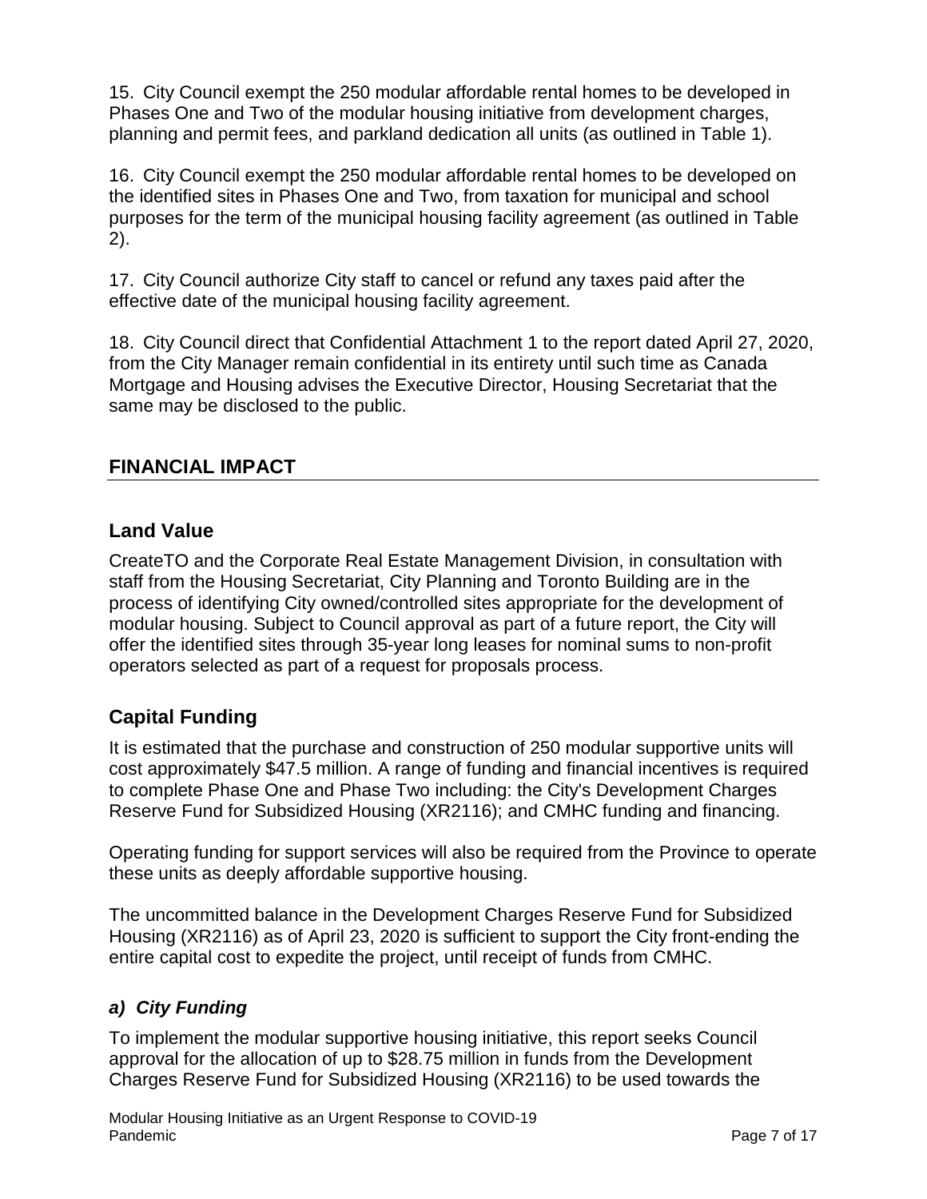15. City Council exempt the 250 modular affordable rental homes to be developed in Phases One and Two of the modular housing initiative from development charges, planning and permit fees, and parkland dedication all units (as outlined in Table 1).

16. City Council exempt the 250 modular affordable rental homes to be developed on the identified sites in Phases One and Two, from taxation for municipal and school purposes for the term of the municipal housing facility agreement (as outlined in Table 2).

17. City Council authorize City staff to cancel or refund any taxes paid after the effective date of the municipal housing facility agreement.

18. City Council direct that Confidential Attachment 1 to the report dated April 27, 2020, from the City Manager remain confidential in its entirety until such time as Canada Mortgage and Housing advises the Executive Director, Housing Secretariat that the same may be disclosed to the public.

## FINANCIAL IMPACT

### Land Value

CreateTO and the Corporate Real Estate Management Division, in consultation with staff from the Housing Secretariat, City Planning and Toronto Building are in the process of identifying City owned/controlled sites appropriate for the development of modular housing. Subject to Council approval as part of a future report, the City will offer the identified sites through 35-year long leases for nominal sums to non-profit operators selected as part of a request for proposals process.

### Capital Funding

It is estimated that the purchase and construction of 250 modular supportive units will cost approximately $47.5 million. A range of funding and financial incentives is required to complete Phase One and Phase Two including: the City's Development Charges Reserve Fund for Subsidized Housing (XR2116); and CMHC funding and financing.

Operating funding for support services will also be required from the Province to operate these units as deeply affordable supportive housing.

The uncommitted balance in the Development Charges Reserve Fund for Subsidized Housing (XR2116) as of April 23, 2020 is sufficient to support the City front-ending the entire capital cost to expedite the project, until receipt of funds from CMHC.

#### *a) City Funding*

To implement the modular supportive housing initiative, this report seeks Council approval for the allocation of up to $28.75 million in funds from the Development Charges Reserve Fund for Subsidized Housing (XR2116) to be used towards the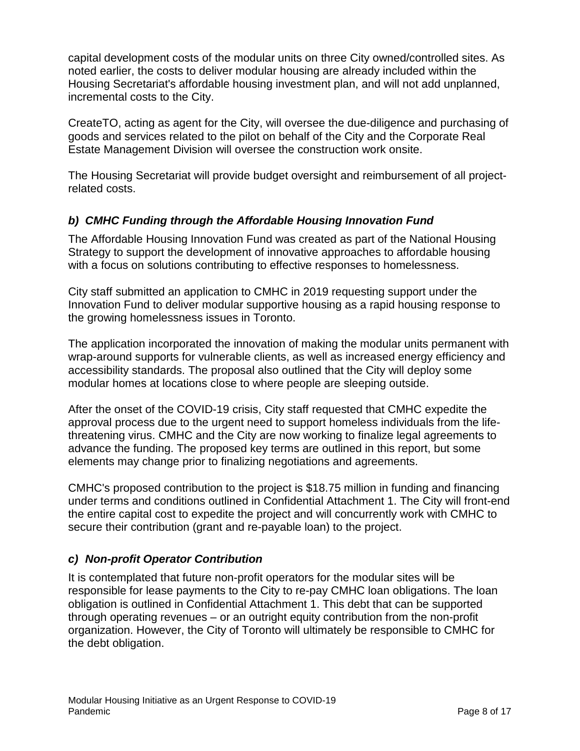capital development costs of the modular units on three City owned/controlled sites. As noted earlier, the costs to deliver modular housing are already included within the Housing Secretariat's affordable housing investment plan, and will not add unplanned, incremental costs to the City.

CreateTO, acting as agent for the City, will oversee the due-diligence and purchasing of goods and services related to the pilot on behalf of the City and the Corporate Real Estate Management Division will oversee the construction work onsite.

The Housing Secretariat will provide budget oversight and reimbursement of all project-related costs.

### *b) CMHC Funding through the Affordable Housing Innovation Fund*

The Affordable Housing Innovation Fund was created as part of the National Housing Strategy to support the development of innovative approaches to affordable housing with a focus on solutions contributing to effective responses to homelessness.

City staff submitted an application to CMHC in 2019 requesting support under the Innovation Fund to deliver modular supportive housing as a rapid housing response to the growing homelessness issues in Toronto.

The application incorporated the innovation of making the modular units permanent with wrap-around supports for vulnerable clients, as well as increased energy efficiency and accessibility standards. The proposal also outlined that the City will deploy some modular homes at locations close to where people are sleeping outside.

After the onset of the COVID-19 crisis, City staff requested that CMHC expedite the approval process due to the urgent need to support homeless individuals from the life-threatening virus. CMHC and the City are now working to finalize legal agreements to advance the funding. The proposed key terms are outlined in this report, but some elements may change prior to finalizing negotiations and agreements.

CMHC's proposed contribution to the project is $18.75 million in funding and financing under terms and conditions outlined in Confidential Attachment 1. The City will front-end the entire capital cost to expedite the project and will concurrently work with CMHC to secure their contribution (grant and re-payable loan) to the project.

### *c) Non-profit Operator Contribution*

It is contemplated that future non-profit operators for the modular sites will be responsible for lease payments to the City to re-pay CMHC loan obligations. The loan obligation is outlined in Confidential Attachment 1. This debt that can be supported through operating revenues – or an outright equity contribution from the non-profit organization. However, the City of Toronto will ultimately be responsible to CMHC for the debt obligation.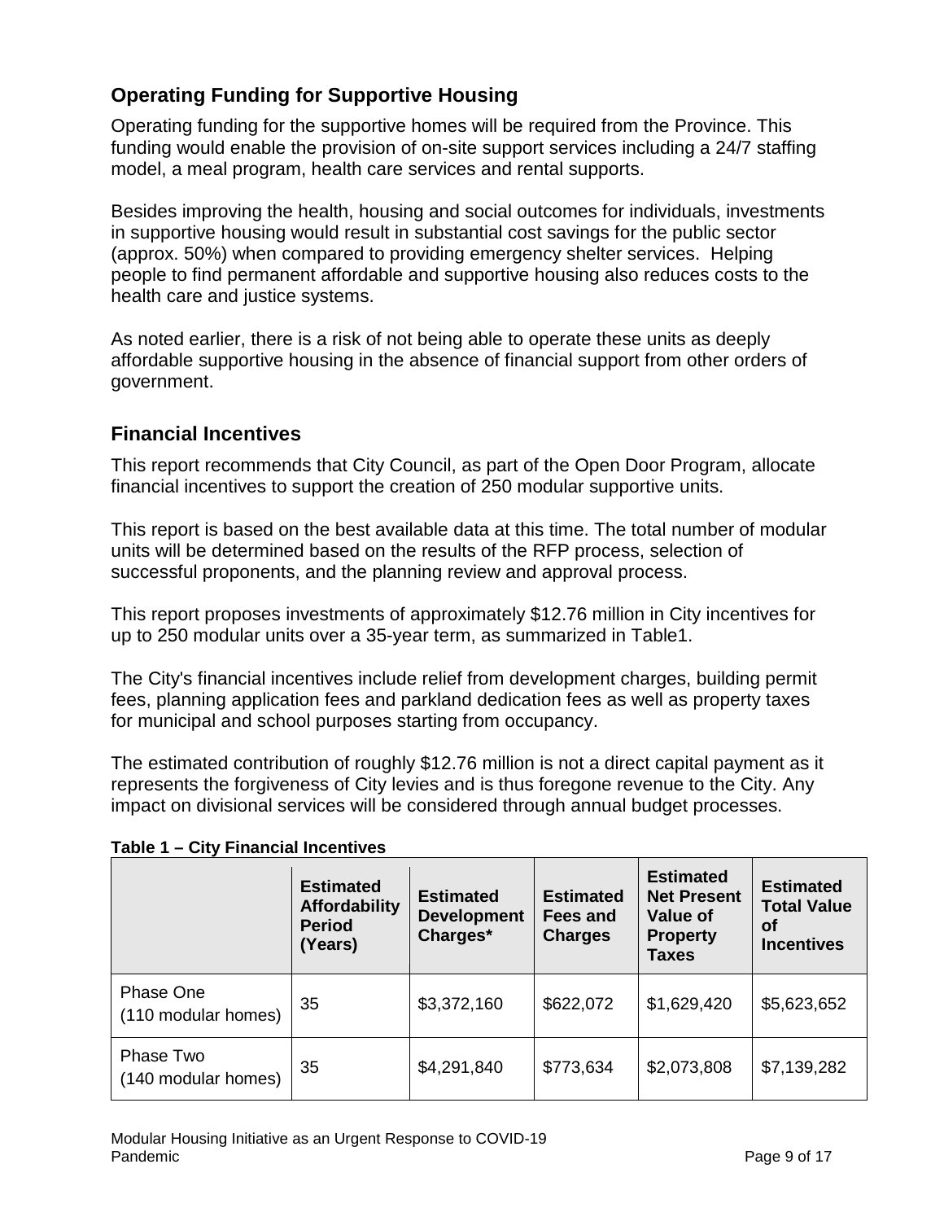## Operating Funding for Supportive Housing

Operating funding for the supportive homes will be required from the Province. This funding would enable the provision of on-site support services including a 24/7 staffing model, a meal program, health care services and rental supports.

Besides improving the health, housing and social outcomes for individuals, investments in supportive housing would result in substantial cost savings for the public sector (approx. 50%) when compared to providing emergency shelter services. Helping people to find permanent affordable and supportive housing also reduces costs to the health care and justice systems.

As noted earlier, there is a risk of not being able to operate these units as deeply affordable supportive housing in the absence of financial support from other orders of government.

## Financial Incentives

This report recommends that City Council, as part of the Open Door Program, allocate financial incentives to support the creation of 250 modular supportive units.

This report is based on the best available data at this time. The total number of modular units will be determined based on the results of the RFP process, selection of successful proponents, and the planning review and approval process.

This report proposes investments of approximately $12.76 million in City incentives for up to 250 modular units over a 35-year term, as summarized in Table1.

The City's financial incentives include relief from development charges, building permit fees, planning application fees and parkland dedication fees as well as property taxes for municipal and school purposes starting from occupancy.

The estimated contribution of roughly $12.76 million is not a direct capital payment as it represents the forgiveness of City levies and is thus foregone revenue to the City. Any impact on divisional services will be considered through annual budget processes.

**Table 1 – City Financial Incentives**

| | Estimated Affordability Period (Years) | Estimated Development Charges* | Estimated Fees and Charges | Estimated Net Present Value of Property Taxes | Estimated Total Value of Incentives |
|---|---|---|---|---|---|
| Phase One (110 modular homes) | 35 | $3,372,160 | $622,072 | $1,629,420 | $5,623,652 |
| Phase Two (140 modular homes) | 35 | $4,291,840 | $773,634 | $2,073,808 | $7,139,282 |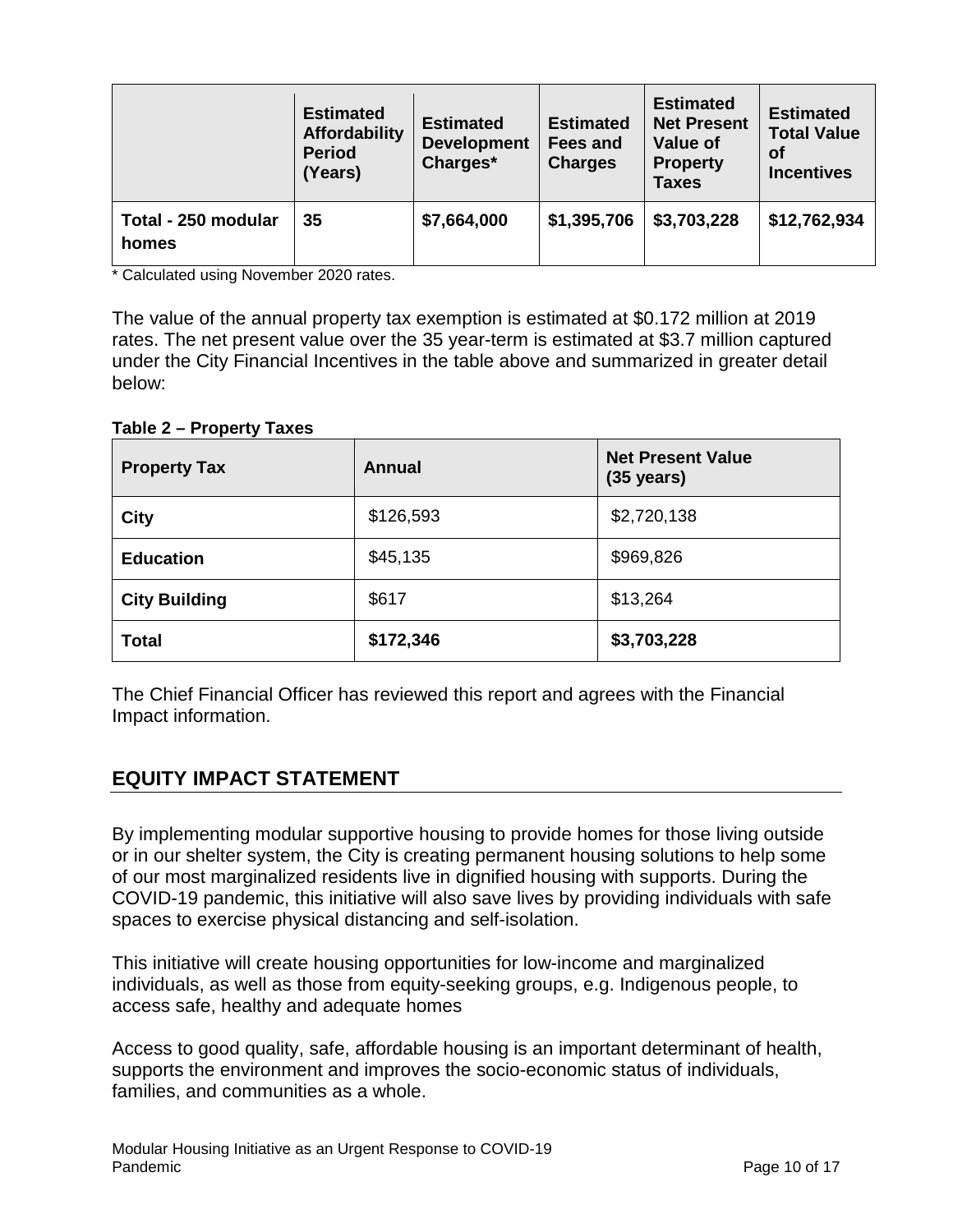| | Estimated Affordability Period (Years) | Estimated Development Charges* | Estimated Fees and Charges | Estimated Net Present Value of Property Taxes | Estimated Total Value of Incentives |
|---|---|---|---|---|---|
| Total - 250 modular homes | 35 | $7,664,000 | $1,395,706 | $3,703,228 | $12,762,934 |

* Calculated using November 2020 rates.

The value of the annual property tax exemption is estimated at $0.172 million at 2019 rates. The net present value over the 35 year-term is estimated at $3.7 million captured under the City Financial Incentives in the table above and summarized in greater detail below:

**Table 2 – Property Taxes**

| Property Tax | Annual | Net Present Value (35 years) |
|---|---|---|
| **City** | $126,593 | $2,720,138 |
| **Education** | $45,135 | $969,826 |
| **City Building** | $617 | $13,264 |
| **Total** | **$172,346** | **$3,703,228** |

The Chief Financial Officer has reviewed this report and agrees with the Financial Impact information.

## EQUITY IMPACT STATEMENT

By implementing modular supportive housing to provide homes for those living outside or in our shelter system, the City is creating permanent housing solutions to help some of our most marginalized residents live in dignified housing with supports. During the COVID-19 pandemic, this initiative will also save lives by providing individuals with safe spaces to exercise physical distancing and self-isolation.

This initiative will create housing opportunities for low-income and marginalized individuals, as well as those from equity-seeking groups, e.g. Indigenous people, to access safe, healthy and adequate homes

Access to good quality, safe, affordable housing is an important determinant of health, supports the environment and improves the socio-economic status of individuals, families, and communities as a whole.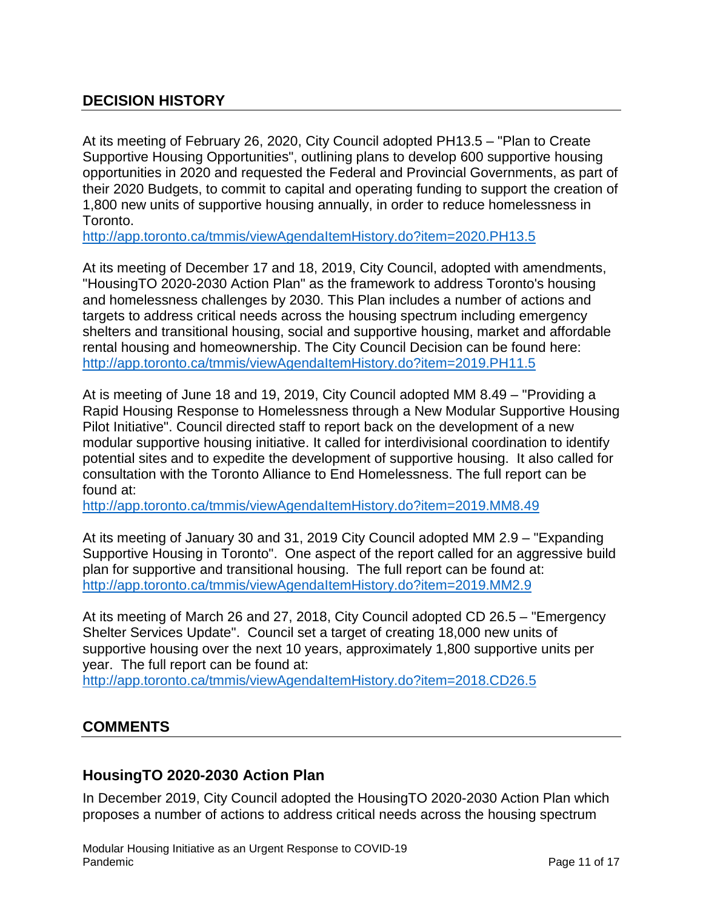## DECISION HISTORY

At its meeting of February 26, 2020, City Council adopted PH13.5 – "Plan to Create Supportive Housing Opportunities", outlining plans to develop 600 supportive housing opportunities in 2020 and requested the Federal and Provincial Governments, as part of their 2020 Budgets, to commit to capital and operating funding to support the creation of 1,800 new units of supportive housing annually, in order to reduce homelessness in Toronto.
http://app.toronto.ca/tmmis/viewAgendaItemHistory.do?item=2020.PH13.5

At its meeting of December 17 and 18, 2019, City Council, adopted with amendments, "HousingTO 2020-2030 Action Plan" as the framework to address Toronto's housing and homelessness challenges by 2030. This Plan includes a number of actions and targets to address critical needs across the housing spectrum including emergency shelters and transitional housing, social and supportive housing, market and affordable rental housing and homeownership. The City Council Decision can be found here: http://app.toronto.ca/tmmis/viewAgendaItemHistory.do?item=2019.PH11.5

At is meeting of June 18 and 19, 2019, City Council adopted MM 8.49 – "Providing a Rapid Housing Response to Homelessness through a New Modular Supportive Housing Pilot Initiative". Council directed staff to report back on the development of a new modular supportive housing initiative. It called for interdivisional coordination to identify potential sites and to expedite the development of supportive housing. It also called for consultation with the Toronto Alliance to End Homelessness. The full report can be found at:
http://app.toronto.ca/tmmis/viewAgendaItemHistory.do?item=2019.MM8.49

At its meeting of January 30 and 31, 2019 City Council adopted MM 2.9 – "Expanding Supportive Housing in Toronto". One aspect of the report called for an aggressive build plan for supportive and transitional housing. The full report can be found at:
http://app.toronto.ca/tmmis/viewAgendaItemHistory.do?item=2019.MM2.9

At its meeting of March 26 and 27, 2018, City Council adopted CD 26.5 – "Emergency Shelter Services Update". Council set a target of creating 18,000 new units of supportive housing over the next 10 years, approximately 1,800 supportive units per year. The full report can be found at:
http://app.toronto.ca/tmmis/viewAgendaItemHistory.do?item=2018.CD26.5

## COMMENTS

### HousingTO 2020-2030 Action Plan

In December 2019, City Council adopted the HousingTO 2020-2030 Action Plan which proposes a number of actions to address critical needs across the housing spectrum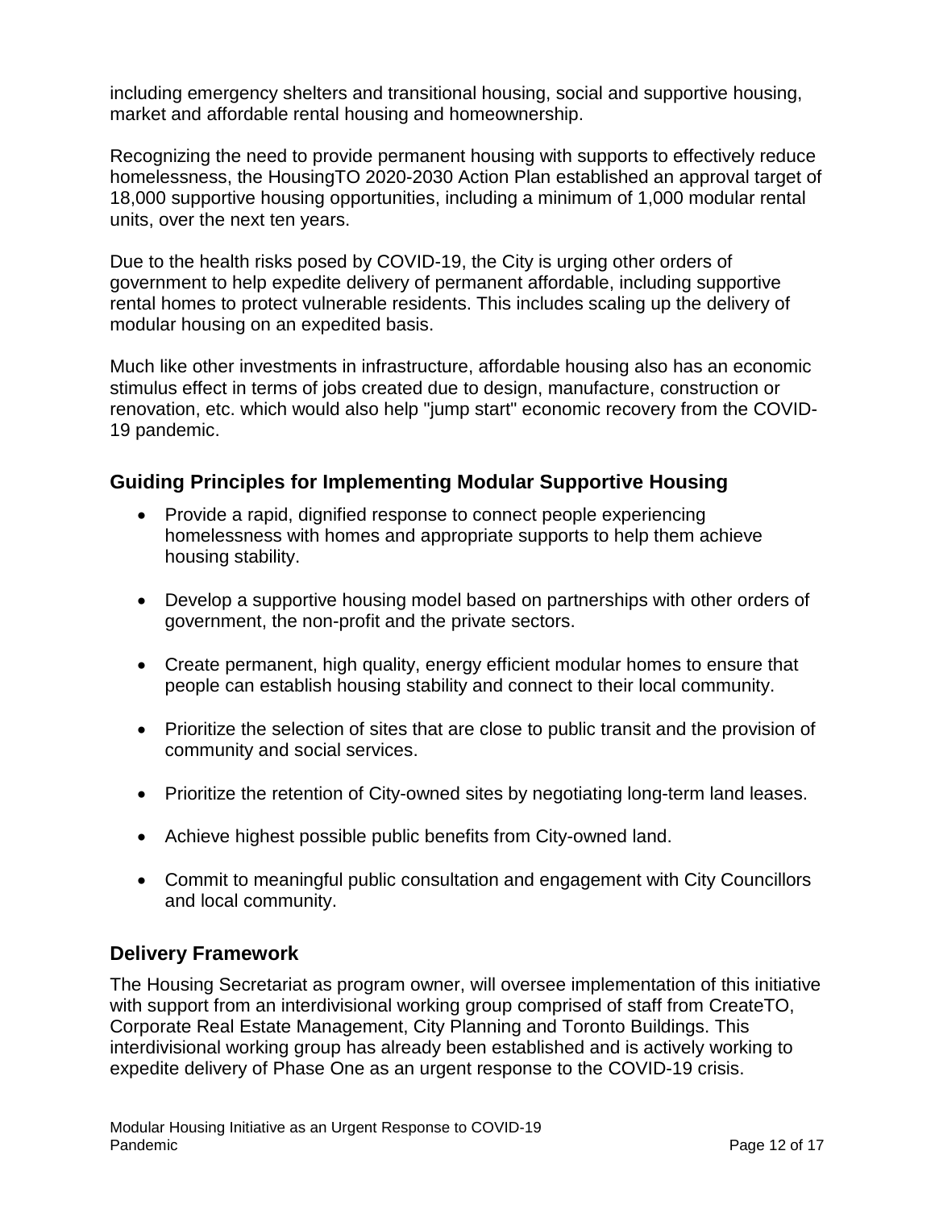including emergency shelters and transitional housing, social and supportive housing, market and affordable rental housing and homeownership.

Recognizing the need to provide permanent housing with supports to effectively reduce homelessness, the HousingTO 2020-2030 Action Plan established an approval target of 18,000 supportive housing opportunities, including a minimum of 1,000 modular rental units, over the next ten years.

Due to the health risks posed by COVID-19, the City is urging other orders of government to help expedite delivery of permanent affordable, including supportive rental homes to protect vulnerable residents. This includes scaling up the delivery of modular housing on an expedited basis.

Much like other investments in infrastructure, affordable housing also has an economic stimulus effect in terms of jobs created due to design, manufacture, construction or renovation, etc. which would also help "jump start" economic recovery from the COVID-19 pandemic.

## Guiding Principles for Implementing Modular Supportive Housing

- Provide a rapid, dignified response to connect people experiencing homelessness with homes and appropriate supports to help them achieve housing stability.
- Develop a supportive housing model based on partnerships with other orders of government, the non-profit and the private sectors.
- Create permanent, high quality, energy efficient modular homes to ensure that people can establish housing stability and connect to their local community.
- Prioritize the selection of sites that are close to public transit and the provision of community and social services.
- Prioritize the retention of City-owned sites by negotiating long-term land leases.
- Achieve highest possible public benefits from City-owned land.
- Commit to meaningful public consultation and engagement with City Councillors and local community.

## Delivery Framework

The Housing Secretariat as program owner, will oversee implementation of this initiative with support from an interdivisional working group comprised of staff from CreateTO, Corporate Real Estate Management, City Planning and Toronto Buildings. This interdivisional working group has already been established and is actively working to expedite delivery of Phase One as an urgent response to the COVID-19 crisis.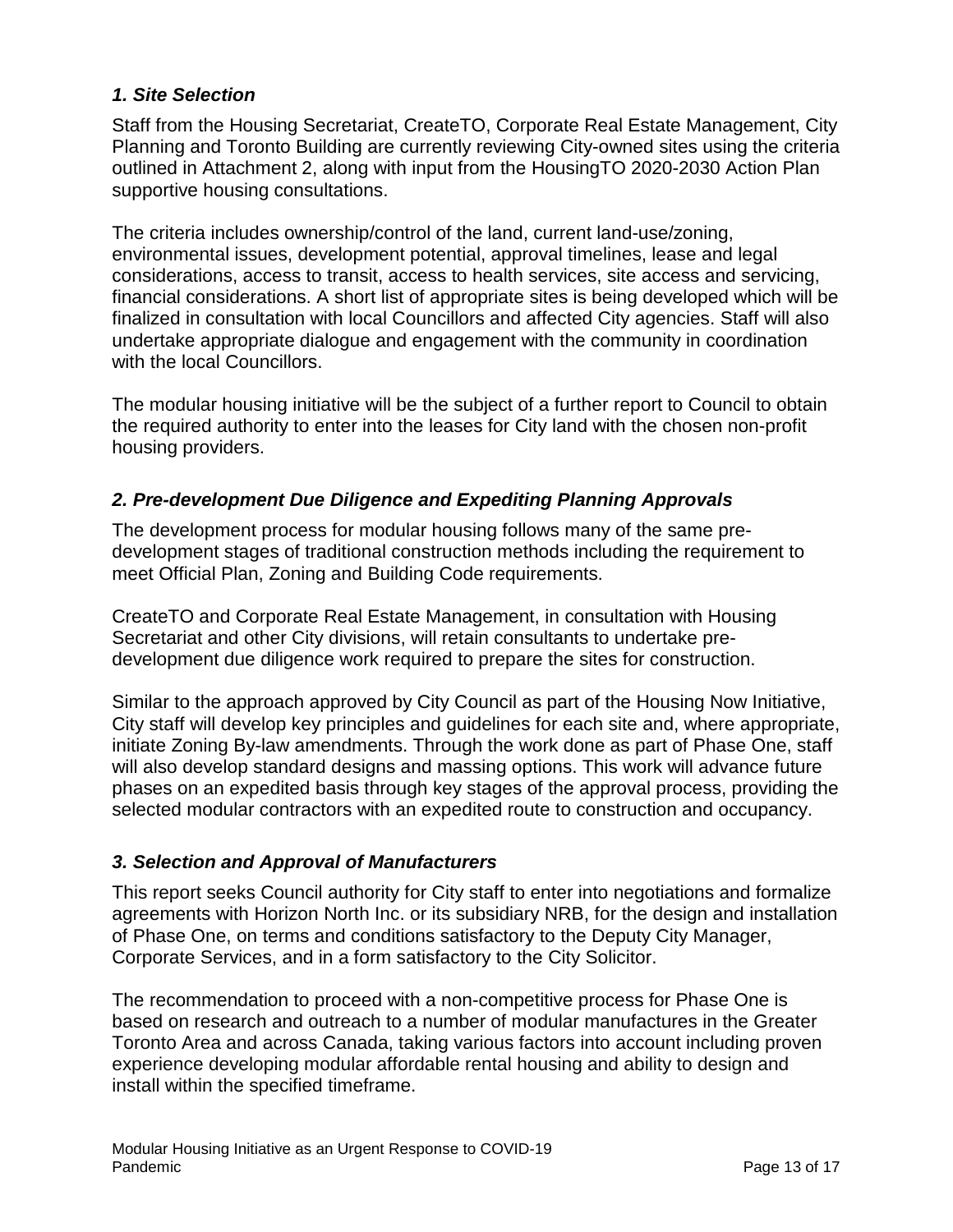### *1. Site Selection*

Staff from the Housing Secretariat, CreateTO, Corporate Real Estate Management, City Planning and Toronto Building are currently reviewing City-owned sites using the criteria outlined in Attachment 2, along with input from the HousingTO 2020-2030 Action Plan supportive housing consultations.

The criteria includes ownership/control of the land, current land-use/zoning, environmental issues, development potential, approval timelines, lease and legal considerations, access to transit, access to health services, site access and servicing, financial considerations. A short list of appropriate sites is being developed which will be finalized in consultation with local Councillors and affected City agencies. Staff will also undertake appropriate dialogue and engagement with the community in coordination with the local Councillors.

The modular housing initiative will be the subject of a further report to Council to obtain the required authority to enter into the leases for City land with the chosen non-profit housing providers.

### *2. Pre-development Due Diligence and Expediting Planning Approvals*

The development process for modular housing follows many of the same pre-development stages of traditional construction methods including the requirement to meet Official Plan, Zoning and Building Code requirements.

CreateTO and Corporate Real Estate Management, in consultation with Housing Secretariat and other City divisions, will retain consultants to undertake pre-development due diligence work required to prepare the sites for construction.

Similar to the approach approved by City Council as part of the Housing Now Initiative, City staff will develop key principles and guidelines for each site and, where appropriate, initiate Zoning By-law amendments. Through the work done as part of Phase One, staff will also develop standard designs and massing options. This work will advance future phases on an expedited basis through key stages of the approval process, providing the selected modular contractors with an expedited route to construction and occupancy.

### *3. Selection and Approval of Manufacturers*

This report seeks Council authority for City staff to enter into negotiations and formalize agreements with Horizon North Inc. or its subsidiary NRB, for the design and installation of Phase One, on terms and conditions satisfactory to the Deputy City Manager, Corporate Services, and in a form satisfactory to the City Solicitor.

The recommendation to proceed with a non-competitive process for Phase One is based on research and outreach to a number of modular manufactures in the Greater Toronto Area and across Canada, taking various factors into account including proven experience developing modular affordable rental housing and ability to design and install within the specified timeframe.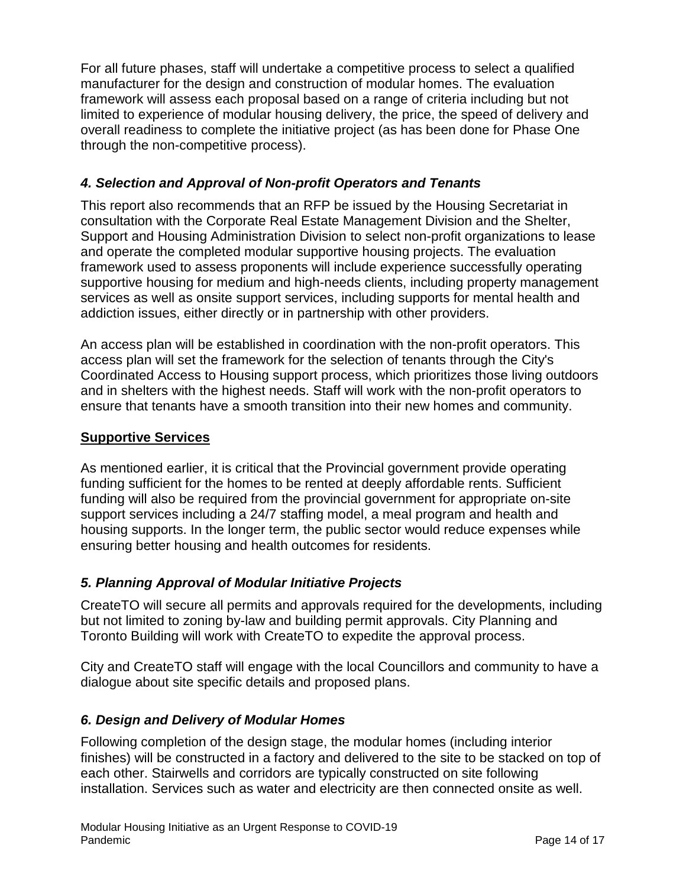For all future phases, staff will undertake a competitive process to select a qualified manufacturer for the design and construction of modular homes. The evaluation framework will assess each proposal based on a range of criteria including but not limited to experience of modular housing delivery, the price, the speed of delivery and overall readiness to complete the initiative project (as has been done for Phase One through the non-competitive process).

### *4. Selection and Approval of Non-profit Operators and Tenants*

This report also recommends that an RFP be issued by the Housing Secretariat in consultation with the Corporate Real Estate Management Division and the Shelter, Support and Housing Administration Division to select non-profit organizations to lease and operate the completed modular supportive housing projects. The evaluation framework used to assess proponents will include experience successfully operating supportive housing for medium and high-needs clients, including property management services as well as onsite support services, including supports for mental health and addiction issues, either directly or in partnership with other providers.

An access plan will be established in coordination with the non-profit operators. This access plan will set the framework for the selection of tenants through the City's Coordinated Access to Housing support process, which prioritizes those living outdoors and in shelters with the highest needs. Staff will work with the non-profit operators to ensure that tenants have a smooth transition into their new homes and community.

## **Supportive Services**

As mentioned earlier, it is critical that the Provincial government provide operating funding sufficient for the homes to be rented at deeply affordable rents. Sufficient funding will also be required from the provincial government for appropriate on-site support services including a 24/7 staffing model, a meal program and health and housing supports. In the longer term, the public sector would reduce expenses while ensuring better housing and health outcomes for residents.

### *5. Planning Approval of Modular Initiative Projects*

CreateTO will secure all permits and approvals required for the developments, including but not limited to zoning by-law and building permit approvals. City Planning and Toronto Building will work with CreateTO to expedite the approval process.

City and CreateTO staff will engage with the local Councillors and community to have a dialogue about site specific details and proposed plans.

### *6. Design and Delivery of Modular Homes*

Following completion of the design stage, the modular homes (including interior finishes) will be constructed in a factory and delivered to the site to be stacked on top of each other. Stairwells and corridors are typically constructed on site following installation. Services such as water and electricity are then connected onsite as well.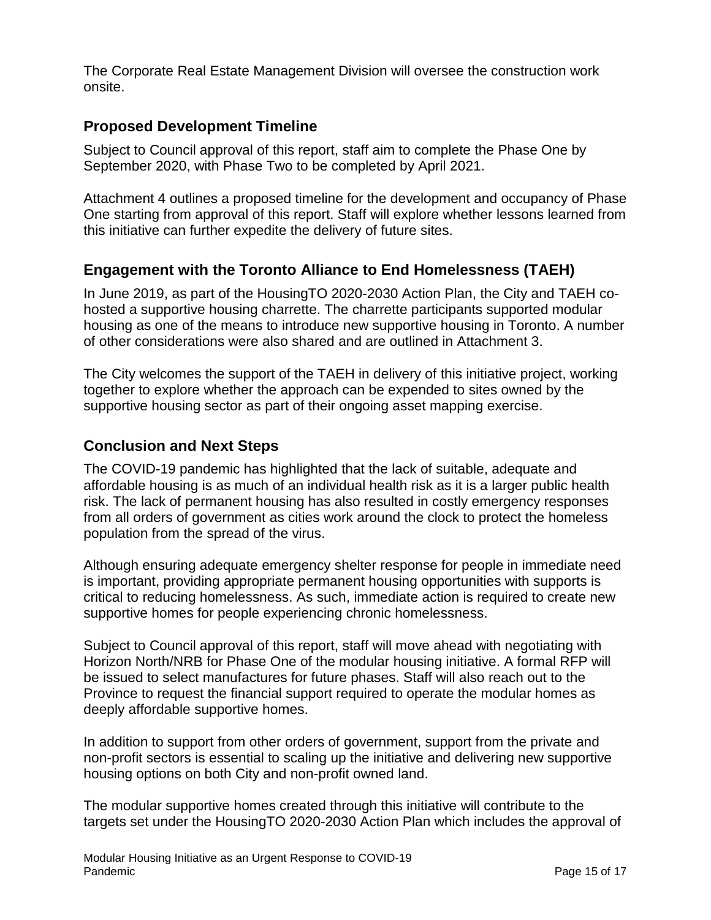The Corporate Real Estate Management Division will oversee the construction work onsite.

## Proposed Development Timeline

Subject to Council approval of this report, staff aim to complete the Phase One by September 2020, with Phase Two to be completed by April 2021.

Attachment 4 outlines a proposed timeline for the development and occupancy of Phase One starting from approval of this report. Staff will explore whether lessons learned from this initiative can further expedite the delivery of future sites.

## Engagement with the Toronto Alliance to End Homelessness (TAEH)

In June 2019, as part of the HousingTO 2020-2030 Action Plan, the City and TAEH co-hosted a supportive housing charrette. The charrette participants supported modular housing as one of the means to introduce new supportive housing in Toronto. A number of other considerations were also shared and are outlined in Attachment 3.

The City welcomes the support of the TAEH in delivery of this initiative project, working together to explore whether the approach can be expended to sites owned by the supportive housing sector as part of their ongoing asset mapping exercise.

## Conclusion and Next Steps

The COVID-19 pandemic has highlighted that the lack of suitable, adequate and affordable housing is as much of an individual health risk as it is a larger public health risk. The lack of permanent housing has also resulted in costly emergency responses from all orders of government as cities work around the clock to protect the homeless population from the spread of the virus.

Although ensuring adequate emergency shelter response for people in immediate need is important, providing appropriate permanent housing opportunities with supports is critical to reducing homelessness. As such, immediate action is required to create new supportive homes for people experiencing chronic homelessness.

Subject to Council approval of this report, staff will move ahead with negotiating with Horizon North/NRB for Phase One of the modular housing initiative. A formal RFP will be issued to select manufactures for future phases. Staff will also reach out to the Province to request the financial support required to operate the modular homes as deeply affordable supportive homes.

In addition to support from other orders of government, support from the private and non-profit sectors is essential to scaling up the initiative and delivering new supportive housing options on both City and non-profit owned land.

The modular supportive homes created through this initiative will contribute to the targets set under the HousingTO 2020-2030 Action Plan which includes the approval of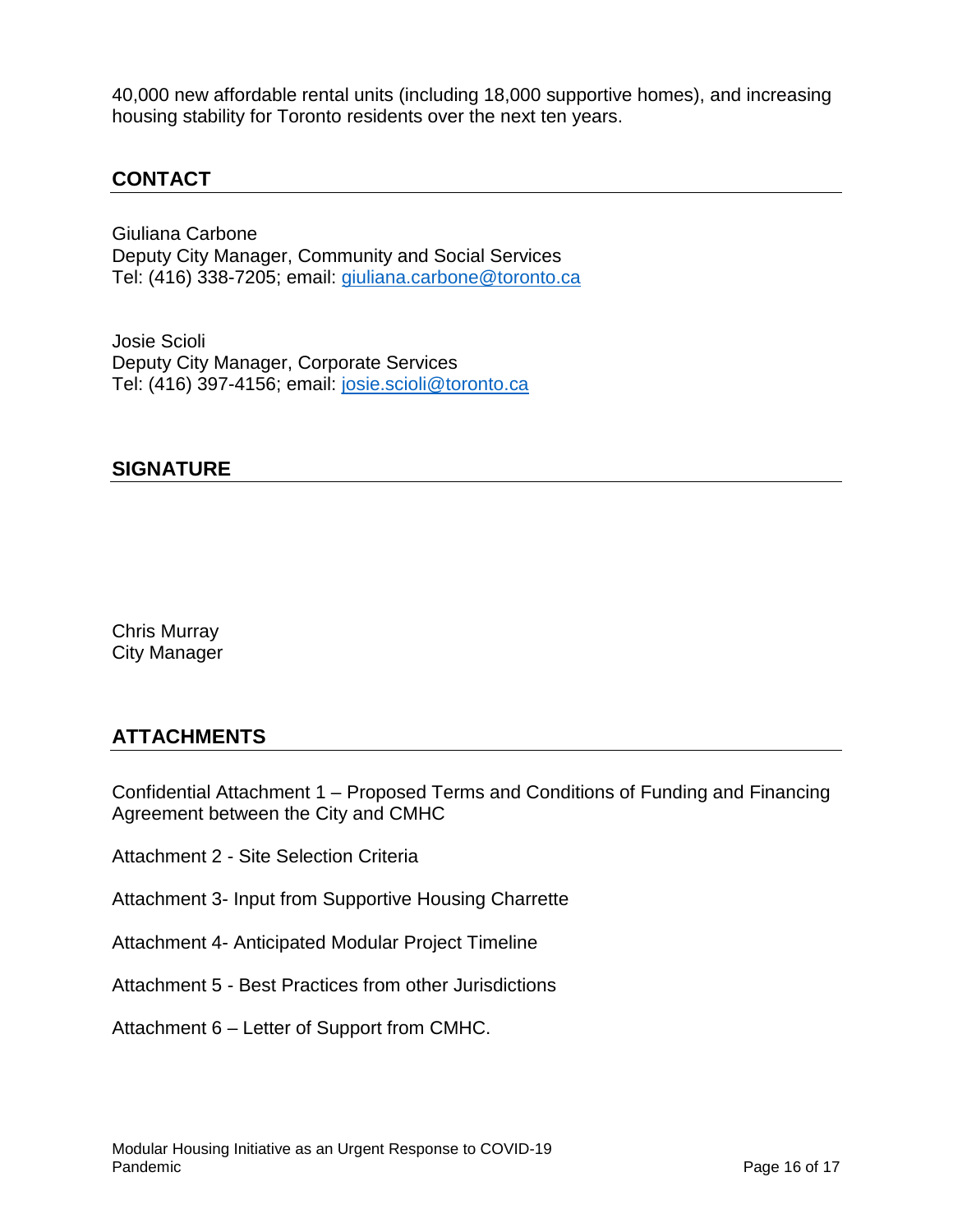40,000 new affordable rental units (including 18,000 supportive homes), and increasing housing stability for Toronto residents over the next ten years.

## CONTACT

Giuliana Carbone
Deputy City Manager, Community and Social Services
Tel: (416) 338-7205; email: giuliana.carbone@toronto.ca

Josie Scioli
Deputy City Manager, Corporate Services
Tel: (416) 397-4156; email: josie.scioli@toronto.ca

## SIGNATURE

Chris Murray
City Manager

## ATTACHMENTS

Confidential Attachment 1 – Proposed Terms and Conditions of Funding and Financing Agreement between the City and CMHC

Attachment 2 - Site Selection Criteria

Attachment 3- Input from Supportive Housing Charrette

Attachment 4- Anticipated Modular Project Timeline

Attachment 5 - Best Practices from other Jurisdictions

Attachment 6 – Letter of Support from CMHC.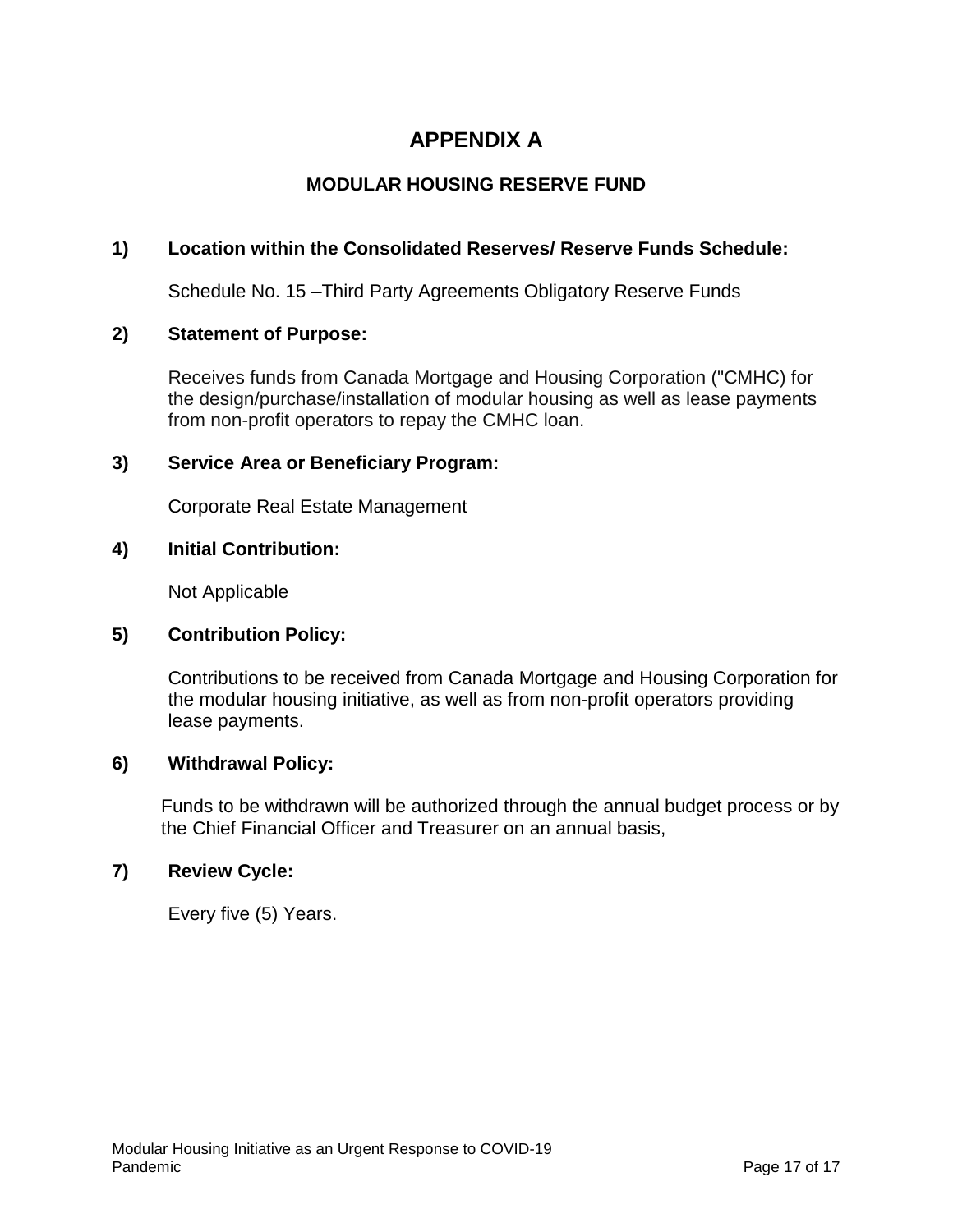# APPENDIX A

## MODULAR HOUSING RESERVE FUND

**1) Location within the Consolidated Reserves/ Reserve Funds Schedule:**

Schedule No. 15 –Third Party Agreements Obligatory Reserve Funds

**2) Statement of Purpose:**

Receives funds from Canada Mortgage and Housing Corporation ("CMHC) for the design/purchase/installation of modular housing as well as lease payments from non-profit operators to repay the CMHC loan.

**3) Service Area or Beneficiary Program:**

Corporate Real Estate Management

**4) Initial Contribution:**

Not Applicable

**5) Contribution Policy:**

Contributions to be received from Canada Mortgage and Housing Corporation for the modular housing initiative, as well as from non-profit operators providing lease payments.

**6) Withdrawal Policy:**

Funds to be withdrawn will be authorized through the annual budget process or by the Chief Financial Officer and Treasurer on an annual basis,

**7) Review Cycle:**

Every five (5) Years.